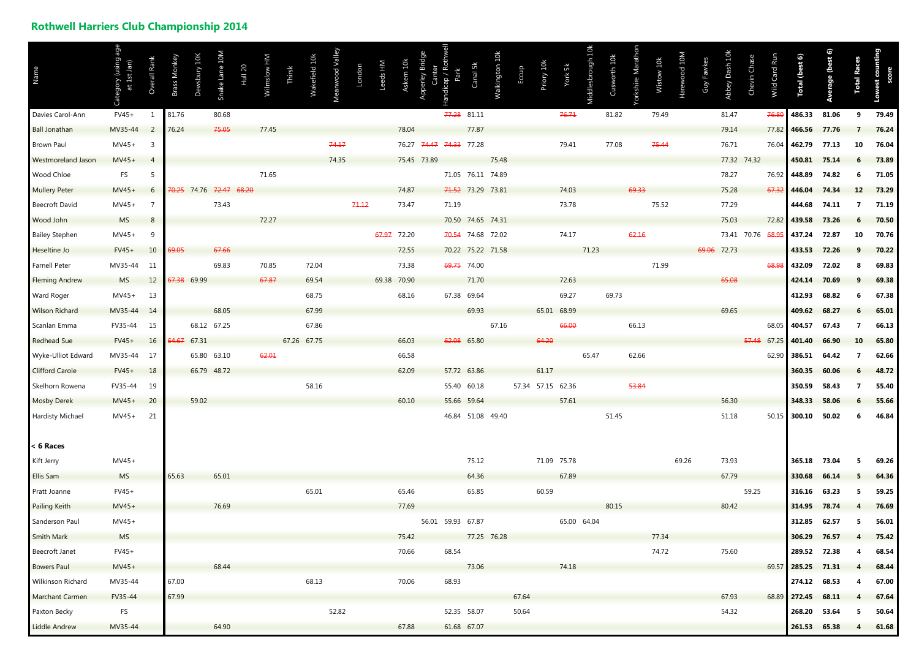## Rothwell Harriers Club Championship 2014

| Name | Category (using age at 1st Jan) | Overall Rank | Brass Monkey | Dewsbury 10K | Snake Lane 10M | Hull 20 | Wilmslow HM | Thirsk | Wakefield 10k | Meanwood Valley | London | Leeds HM | Askern 10k | Apperley Bridge Canter | Handicap / Rothwell Park | Canal 5k | Walkington 10k | Eccup | Priory 10k | York 5k | Middlesbrough 10k | Cusworth 10k | Yorkshire Marathon | Wistow 10k | Harewood 10M | Guy Fawkes | Abbey Dash 10k | Chevin Chase | Wild Card Run | Total (best 6) | Average (best 6) | Total Races | Lowest counting score |
|---|---|---|---|---|---|---|---|---|---|---|---|---|---|---|---|---|---|---|---|---|---|---|---|---|---|---|---|---|---|---|---|---|---|
| Davies Carol-Ann | FV45+ | 1 | 81.76 | | 80.68 | | | | | | | | | | ~~77.28~~ | 81.11 | | | | ~~76.71~~ | | 81.82 | | 79.49 | | | 81.47 | | ~~76.80~~ | **486.33** | **81.06** | **9** | **79.49** |
| Ball Jonathan | MV35-44 | 2 | 76.24 | | ~~75.05~~ | | 77.45 | | | | | | 78.04 | | | 77.87 | | | | | | | | | | | 79.14 | | 77.82 | **466.56** | **77.76** | **7** | **76.24** |
| Brown Paul | MV45+ | 3 | | | | | | | | ~~74.17~~ | | | 76.27 | ~~74.47~~ | ~~74.33~~ | 77.28 | | | | 79.41 | | 77.08 | | ~~75.44~~ | | | 76.71 | | 76.04 | **462.79** | **77.13** | **10** | **76.04** |
| Westmoreland Jason | MV45+ | 4 | | | | | | | | 74.35 | | | 75.45 | 73.89 | | | 75.48 | | | | | | | | | | 77.32 | 74.32 | | **450.81** | **75.14** | **6** | **73.89** |
| Wood Chloe | FS | 5 | | | | | 71.65 | | | | | | | | 71.05 | 76.11 | 74.89 | | | | | | | | | | 78.27 | | 76.92 | **448.89** | **74.82** | **6** | **71.05** |
| Mullery Peter | MV45+ | 6 | ~~70.25~~ | 74.76 | ~~72.47~~ | ~~68.20~~ | | | | | | | 74.87 | | ~~71.52~~ | 73.29 | 73.81 | | | 74.03 | | | ~~69.33~~ | | | | 75.28 | | ~~67.32~~ | **446.04** | **74.34** | **12** | **73.29** |
| Beecroft David | MV45+ | 7 | | | 73.43 | | | | | | ~~71.12~~ | | 73.47 | | 71.19 | | | | | 73.78 | | | | 75.52 | | | 77.29 | | | **444.68** | **74.11** | **7** | **71.19** |
| Wood John | MS | 8 | | | | | 72.27 | | | | | | | | 70.50 | 74.65 | 74.31 | | | | | | | | | | 75.03 | | 72.82 | **439.58** | **73.26** | **6** | **70.50** |
| Bailey Stephen | MV45+ | 9 | | | | | | | | | | ~~67.97~~ | 72.20 | | ~~70.54~~ | 74.68 | 72.02 | | | 74.17 | | | ~~62.16~~ | | | | 73.41 | 70.76 | ~~68.95~~ | **437.24** | **72.87** | **10** | **70.76** |
| Heseltine Jo | FV45+ | 10 | ~~69.05~~ | | ~~67.66~~ | | | | | | | | 72.55 | | 70.22 | 75.22 | 71.58 | | | | 71.23 | | | | | ~~69.06~~ | 72.73 | | | **433.53** | **72.26** | **9** | **70.22** |
| Farnell Peter | MV35-44 | 11 | | | 69.83 | | 70.85 | | 72.04 | | | | 73.38 | | ~~69.75~~ | 74.00 | | | | | | | | 71.99 | | | | | ~~68.98~~ | **432.09** | **72.02** | **8** | **69.83** |
| Fleming Andrew | MS | 12 | ~~67.38~~ | 69.99 | | | ~~67.87~~ | | 69.54 | | | 69.38 | 70.90 | | | 71.70 | | | | 72.63 | | | | | | | ~~65.08~~ | | | **424.14** | **70.69** | **9** | **69.38** |
| Ward Roger | MV45+ | 13 | | | | | | | 68.75 | | | | 68.16 | | 67.38 | 69.64 | | | | 69.27 | | 69.73 | | | | | | | | **412.93** | **68.82** | **6** | **67.38** |
| Wilson Richard | MV35-44 | 14 | | | 68.05 | | | | 67.99 | | | | | | | 69.93 | | | 65.01 | 68.99 | | | | | | | 69.65 | | | **409.62** | **68.27** | **6** | **65.01** |
| Scanlan Emma | FV35-44 | 15 | | 68.12 | 67.25 | | | | 67.86 | | | | | | | | 67.16 | | | ~~66.00~~ | | | 66.13 | | | | | | 68.05 | **404.57** | **67.43** | **7** | **66.13** |
| Redhead Sue | FV45+ | 16 | ~~64.67~~ | 67.31 | | | | 67.26 | 67.75 | | | | 66.03 | | ~~62.08~~ | 65.80 | | | ~~64.20~~ | | | | | | | | | ~~57.48~~ | 67.25 | **401.40** | **66.90** | **10** | **65.80** |
| Wyke-Ulliot Edward | MV35-44 | 17 | | 65.80 | 63.10 | | ~~62.01~~ | | | | | | 66.58 | | | | | | | | 65.47 | | 62.66 | | | | | | 62.90 | **386.51** | **64.42** | **7** | **62.66** |
| Clifford Carole | FV45+ | 18 | | 66.79 | 48.72 | | | | | | | | 62.09 | | 57.72 | 63.86 | | | 61.17 | | | | | | | | | | | **360.35** | **60.06** | **6** | **48.72** |
| Skelhorn Rowena | FV35-44 | 19 | | | | | | | 58.16 | | | | | | 55.40 | 60.18 | | 57.34 | 57.15 | 62.36 | | | ~~53.84~~ | | | | | | | **350.59** | **58.43** | **7** | **55.40** |
| Mosby Derek | MV45+ | 20 | | 59.02 | | | | | | | | | 60.10 | | 55.66 | 59.64 | | | | 57.61 | | | | | | | 56.30 | | | **348.33** | **58.06** | **6** | **55.66** |
| Hardisty Michael | MV45+ | 21 | | | | | | | | | | | | | 46.84 | 51.08 | 49.40 | | | | | 51.45 | | | | | 51.18 | | 50.15 | **300.10** | **50.02** | **6** | **46.84** |
| **< 6 Races** | | | | | | | | | | | | | | | | | | | | | | | | | | | | | | | | | |
| Kift Jerry | MV45+ | | | | | | | | | | | | | | | 75.12 | | | 71.09 | 75.78 | | | | | 69.26 | | 73.93 | | | **365.18** | **73.04** | **5** | **69.26** |
| Ellis Sam | MS | | 65.63 | | 65.01 | | | | | | | | | | | 64.36 | | | | 67.89 | | | | | | | 67.79 | | | **330.68** | **66.14** | **5** | **64.36** |
| Pratt Joanne | FV45+ | | | | | | | | 65.01 | | | | 65.46 | | | 65.85 | | | 60.59 | | | | | | | | | 59.25 | | **316.16** | **63.23** | **5** | **59.25** |
| Pailing Keith | MV45+ | | | | 76.69 | | | | | | | | 77.69 | | | | | | | | | 80.15 | | | | | 80.42 | | | **314.95** | **78.74** | **4** | **76.69** |
| Sanderson Paul | MV45+ | | | | | | | | | | | | | 56.01 | 59.93 | 67.87 | | | | 65.00 | 64.04 | | | | | | | | | **312.85** | **62.57** | **5** | **56.01** |
| Smith Mark | MS | | | | | | | | | | | | 75.42 | | | 77.25 | 76.28 | | | | | | | 77.34 | | | | | | **306.29** | **76.57** | **4** | **75.42** |
| Beecroft Janet | FV45+ | | | | | | | | | | | | 70.66 | | 68.54 | | | | | | | | | 74.72 | | | 75.60 | | | **289.52** | **72.38** | **4** | **68.54** |
| Bowers Paul | MV45+ | | | | 68.44 | | | | | | | | | | | 73.06 | | | | 74.18 | | | | | | | | | 69.57 | **285.25** | **71.31** | **4** | **68.44** |
| Wilkinson Richard | MV35-44 | | 67.00 | | | | | | 68.13 | | | | 70.06 | | 68.93 | | | | | | | | | | | | | | | **274.12** | **68.53** | **4** | **67.00** |
| Marchant Carmen | FV35-44 | | 67.99 | | | | | | | | | | | | | | | 67.64 | | | | | | | | | 67.93 | | 68.89 | **272.45** | **68.11** | **4** | **67.64** |
| Paxton Becky | FS | | | | | | | | | 52.82 | | | | | 52.35 | 58.07 | | 50.64 | | | | | | | | | 54.32 | | | **268.20** | **53.64** | **5** | **50.64** |
| Liddle Andrew | MV35-44 | | | | 64.90 | | | | | | | | 67.88 | | 61.68 | 67.07 | | | | | | | | | | | | | | **261.53** | **65.38** | **4** | **61.68** |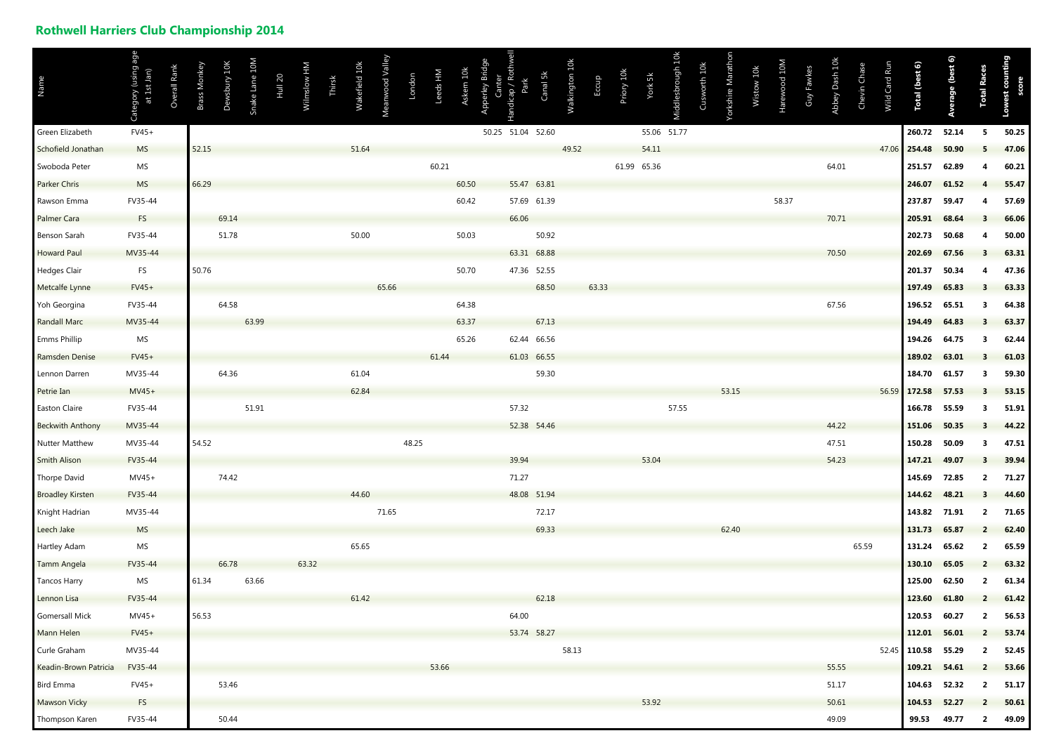## Rothwell Harriers Club Championship 2014

| Name | Category (using age at 1st Jan) | Overall Rank | Brass Monkey | Dewsbury 10K | Snake Lane 10M | Hull 20 | Wilmslow HM | Thirsk | Wakefield 10k | Meanwood Valley | London | Leeds HM | Askern 10k | Apperley Bridge Canter | Handicap / Rothwell Park | Canal 5k | Walkington 10k | Eccup | Priory 10k | York 5k | Middlesbrough 10k | Cusworth 10k | Yorkshire Marathon | Wistow 10k | Harewood 10M | Guy Fawkes | Abbey Dash 10k | Chevin Chase | Wild Card Run | Total (best 6) | Average (best 6) | Total Races | Lowest counting score |
|---|---|---|---|---|---|---|---|---|---|---|---|---|---|---|---|---|---|---|---|---|---|---|---|---|---|---|---|---|---|---|---|---|---|
| Green Elizabeth | FV45+ | | | | | | | | | | | | | 50.25 | 51.04 | 52.60 | | | | 55.06 | 51.77 | | | | | | | | | 260.72 | 52.14 | 5 | 50.25 |
| Schofield Jonathan | MS | | 52.15 | | | | | | 51.64 | | | | | | | | 49.52 | | | 54.11 | | | | | | | | | 47.06 | 254.48 | 50.90 | 5 | 47.06 |
| Swoboda Peter | MS | | | | | | | | | | | 60.21 | | | | | | | 61.99 | 65.36 | | | | | | | 64.01 | | | 251.57 | 62.89 | 4 | 60.21 |
| Parker Chris | MS | | 66.29 | | | | | | | | | | 60.50 | | 55.47 | 63.81 | | | | | | | | | | | | | | 246.07 | 61.52 | 4 | 55.47 |
| Rawson Emma | FV35-44 | | | | | | | | | | | | 60.42 | | 57.69 | 61.39 | | | | | | | | | 58.37 | | | | | 237.87 | 59.47 | 4 | 57.69 |
| Palmer Cara | FS | | | 69.14 | | | | | | | | | | | 66.06 | | | | | | | | | | | | 70.71 | | | 205.91 | 68.64 | 3 | 66.06 |
| Benson Sarah | FV35-44 | | | 51.78 | | | | | 50.00 | | | | 50.03 | | | 50.92 | | | | | | | | | | | | | | 202.73 | 50.68 | 4 | 50.00 |
| Howard Paul | MV35-44 | | | | | | | | | | | | | | 63.31 | 68.88 | | | | | | | | | | | 70.50 | | | 202.69 | 67.56 | 3 | 63.31 |
| Hedges Clair | FS | | 50.76 | | | | | | | | | | 50.70 | | 47.36 | 52.55 | | | | | | | | | | | | | | 201.37 | 50.34 | 4 | 47.36 |
| Metcalfe Lynne | FV45+ | | | | | | | | | 65.66 | | | | | | 68.50 | | 63.33 | | | | | | | | | | | | 197.49 | 65.83 | 3 | 63.33 |
| Yoh Georgina | FV35-44 | | | 64.58 | | | | | | | | | 64.38 | | | | | | | | | | | | | | 67.56 | | | 196.52 | 65.51 | 3 | 64.38 |
| Randall Marc | MV35-44 | | | | 63.99 | | | | | | | | 63.37 | | | 67.13 | | | | | | | | | | | | | | 194.49 | 64.83 | 3 | 63.37 |
| Emms Phillip | MS | | | | | | | | | | | | 65.26 | | 62.44 | 66.56 | | | | | | | | | | | | | | 194.26 | 64.75 | 3 | 62.44 |
| Ramsden Denise | FV45+ | | | | | | | | | | | 61.44 | | | 61.03 | 66.55 | | | | | | | | | | | | | | 189.02 | 63.01 | 3 | 61.03 |
| Lennon Darren | MV35-44 | | | 64.36 | | | | | 61.04 | | | | | | | 59.30 | | | | | | | | | | | | | | 184.70 | 61.57 | 3 | 59.30 |
| Petrie Ian | MV45+ | | | | | | | | 62.84 | | | | | | | | | | | | | | 53.15 | | | | | | 56.59 | 172.58 | 57.53 | 3 | 53.15 |
| Easton Claire | FV35-44 | | | | 51.91 | | | | | | | | | | 57.32 | | | | | | 57.55 | | | | | | | | | 166.78 | 55.59 | 3 | 51.91 |
| Beckwith Anthony | MV35-44 | | | | | | | | | | | | | | 52.38 | 54.46 | | | | | | | | | | | 44.22 | | | 151.06 | 50.35 | 3 | 44.22 |
| Nutter Matthew | MV35-44 | | 54.52 | | | | | | | | 48.25 | | | | | | | | | | | | | | | | 47.51 | | | 150.28 | 50.09 | 3 | 47.51 |
| Smith Alison | FV35-44 | | | | | | | | | | | | | | 39.94 | | | | | 53.04 | | | | | | | 54.23 | | | 147.21 | 49.07 | 3 | 39.94 |
| Thorpe David | MV45+ | | | 74.42 | | | | | | | | | | | 71.27 | | | | | | | | | | | | | | | 145.69 | 72.85 | 2 | 71.27 |
| Broadley Kirsten | FV35-44 | | | | | | | | 44.60 | | | | | | 48.08 | 51.94 | | | | | | | | | | | | | | 144.62 | 48.21 | 3 | 44.60 |
| Knight Hadrian | MV35-44 | | | | | | | | | 71.65 | | | | | | 72.17 | | | | | | | | | | | | | | 143.82 | 71.91 | 2 | 71.65 |
| Leech Jake | MS | | | | | | | | | | | | | | | 69.33 | | | | | | | 62.40 | | | | | | | 131.73 | 65.87 | 2 | 62.40 |
| Hartley Adam | MS | | | | | | | | 65.65 | | | | | | | | | | | | | | | | | | | 65.59 | | 131.24 | 65.62 | 2 | 65.59 |
| Tamm Angela | FV35-44 | | | 66.78 | | | 63.32 | | | | | | | | | | | | | | | | | | | | | | | 130.10 | 65.05 | 2 | 63.32 |
| Tancos Harry | MS | | 61.34 | | 63.66 | | | | | | | | | | | | | | | | | | | | | | | | | 125.00 | 62.50 | 2 | 61.34 |
| Lennon Lisa | FV35-44 | | | | | | | | 61.42 | | | | | | | 62.18 | | | | | | | | | | | | | | 123.60 | 61.80 | 2 | 61.42 |
| Gomersall Mick | MV45+ | | 56.53 | | | | | | | | | | | | 64.00 | | | | | | | | | | | | | | | 120.53 | 60.27 | 2 | 56.53 |
| Mann Helen | FV45+ | | | | | | | | | | | | | | 53.74 | 58.27 | | | | | | | | | | | | | | 112.01 | 56.01 | 2 | 53.74 |
| Curle Graham | MV35-44 | | | | | | | | | | | | | | | | 58.13 | | | | | | | | | | | | 52.45 | 110.58 | 55.29 | 2 | 52.45 |
| Keadin-Brown Patricia | FV35-44 | | | | | | | | | | | 53.66 | | | | | | | | | | | | | | | 55.55 | | | 109.21 | 54.61 | 2 | 53.66 |
| Bird Emma | FV45+ | | | 53.46 | | | | | | | | | | | | | | | | | | | | | | | 51.17 | | | 104.63 | 52.32 | 2 | 51.17 |
| Mawson Vicky | FS | | | | | | | | | | | | | | | | | | | 53.92 | | | | | | | 50.61 | | | 104.53 | 52.27 | 2 | 50.61 |
| Thompson Karen | FV35-44 | | | 50.44 | | | | | | | | | | | | | | | | | | | | | | | 49.09 | | | 99.53 | 49.77 | 2 | 49.09 |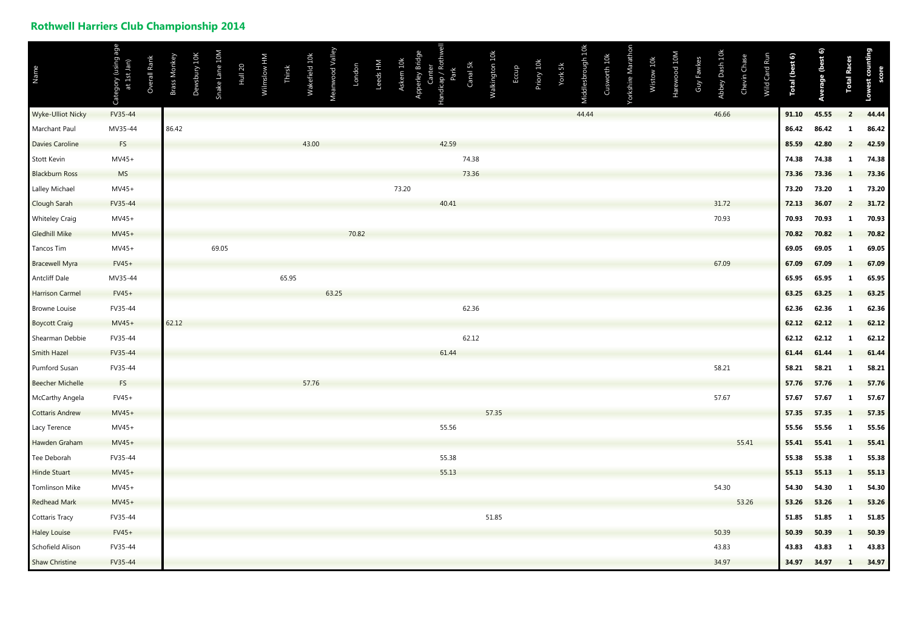## Rothwell Harriers Club Championship 2014

| Name | Category (using age at 1st Jan) | Overall Rank | Brass Monkey | Dewsbury 10K | Snake Lane 10M | Hull 20 | Wilmslow HM | Thirsk | Wakefield 10k | Meanwood Valley | London | Leeds HM | Askern 10k | Apperley Bridge Canter | Handicap / Rothwell Park | Canal 5k | Walkington 10k | Eccup | Priory 10k | York 5k | Middlesbrough 10k | Cusworth 10k | Yorkshire Marathon | Wistow 10k | Harewood 10M | Guy Fawkes | Abbey Dash 10k | Chevin Chase | Wild Card Run | Total (best 6) | Average (best 6) | Total Races | Lowest counting score |
|---|---|---|---|---|---|---|---|---|---|---|---|---|---|---|---|---|---|---|---|---|---|---|---|---|---|---|---|---|---|---|---|---|---|
| Wyke-Ulliot Nicky | FV35-44 | | | | | | | | | | | | | | | | | | | | 44.44 | | | | | | 46.66 | | | 91.10 | 45.55 | 2 | 44.44 |
| Marchant Paul | MV35-44 | | 86.42 | | | | | | | | | | | | | | | | | | | | | | | | | | | 86.42 | 86.42 | 1 | 86.42 |
| Davies Caroline | FS | | | | | | | | 43.00 | | | | | | 42.59 | | | | | | | | | | | | | | | 85.59 | 42.80 | 2 | 42.59 |
| Stott Kevin | MV45+ | | | | | | | | | | | | | | | 74.38 | | | | | | | | | | | | | | 74.38 | 74.38 | 1 | 74.38 |
| Blackburn Ross | MS | | | | | | | | | | | | | | | 73.36 | | | | | | | | | | | | | | 73.36 | 73.36 | 1 | 73.36 |
| Lalley Michael | MV45+ | | | | | | | | | | | | 73.20 | | | | | | | | | | | | | | | | | 73.20 | 73.20 | 1 | 73.20 |
| Clough Sarah | FV35-44 | | | | | | | | | | | | | | 40.41 | | | | | | | | | | | | 31.72 | | | 72.13 | 36.07 | 2 | 31.72 |
| Whiteley Craig | MV45+ | | | | | | | | | | | | | | | | | | | | | | | | | | 70.93 | | | 70.93 | 70.93 | 1 | 70.93 |
| Gledhill Mike | MV45+ | | | | | | | | | | 70.82 | | | | | | | | | | | | | | | | | | | 70.82 | 70.82 | 1 | 70.82 |
| Tancos Tim | MV45+ | | | | 69.05 | | | | | | | | | | | | | | | | | | | | | | | | | 69.05 | 69.05 | 1 | 69.05 |
| Bracewell Myra | FV45+ | | | | | | | | | | | | | | | | | | | | | | | | | | 67.09 | | | 67.09 | 67.09 | 1 | 67.09 |
| Antcliff Dale | MV35-44 | | | | | | | 65.95 | | | | | | | | | | | | | | | | | | | | | | 65.95 | 65.95 | 1 | 65.95 |
| Harrison Carmel | FV45+ | | | | | | | | | 63.25 | | | | | | | | | | | | | | | | | | | | 63.25 | 63.25 | 1 | 63.25 |
| Browne Louise | FV35-44 | | | | | | | | | | | | | | | 62.36 | | | | | | | | | | | | | | 62.36 | 62.36 | 1 | 62.36 |
| Boycott Craig | MV45+ | | 62.12 | | | | | | | | | | | | | | | | | | | | | | | | | | | 62.12 | 62.12 | 1 | 62.12 |
| Shearman Debbie | FV35-44 | | | | | | | | | | | | | | | 62.12 | | | | | | | | | | | | | | 62.12 | 62.12 | 1 | 62.12 |
| Smith Hazel | FV35-44 | | | | | | | | | | | | | | 61.44 | | | | | | | | | | | | | | | 61.44 | 61.44 | 1 | 61.44 |
| Pumford Susan | FV35-44 | | | | | | | | | | | | | | | | | | | | | | | | | | 58.21 | | | 58.21 | 58.21 | 1 | 58.21 |
| Beecher Michelle | FS | | | | | | | | 57.76 | | | | | | | | | | | | | | | | | | | | | 57.76 | 57.76 | 1 | 57.76 |
| McCarthy Angela | FV45+ | | | | | | | | | | | | | | | | | | | | | | | | | | 57.67 | | | 57.67 | 57.67 | 1 | 57.67 |
| Cottaris Andrew | MV45+ | | | | | | | | | | | | | | | | 57.35 | | | | | | | | | | | | | 57.35 | 57.35 | 1 | 57.35 |
| Lacy Terence | MV45+ | | | | | | | | | | | | | | 55.56 | | | | | | | | | | | | | | | 55.56 | 55.56 | 1 | 55.56 |
| Hawden Graham | MV45+ | | | | | | | | | | | | | | | | | | | | | | | | | | | 55.41 | | 55.41 | 55.41 | 1 | 55.41 |
| Tee Deborah | FV35-44 | | | | | | | | | | | | | | 55.38 | | | | | | | | | | | | | | | 55.38 | 55.38 | 1 | 55.38 |
| Hinde Stuart | MV45+ | | | | | | | | | | | | | | 55.13 | | | | | | | | | | | | | | | 55.13 | 55.13 | 1 | 55.13 |
| Tomlinson Mike | MV45+ | | | | | | | | | | | | | | | | | | | | | | | | | | 54.30 | | | 54.30 | 54.30 | 1 | 54.30 |
| Redhead Mark | MV45+ | | | | | | | | | | | | | | | | | | | | | | | | | | | 53.26 | | 53.26 | 53.26 | 1 | 53.26 |
| Cottaris Tracy | FV35-44 | | | | | | | | | | | | | | | | 51.85 | | | | | | | | | | | | | 51.85 | 51.85 | 1 | 51.85 |
| Haley Louise | FV45+ | | | | | | | | | | | | | | | | | | | | | | | | | | 50.39 | | | 50.39 | 50.39 | 1 | 50.39 |
| Schofield Alison | FV35-44 | | | | | | | | | | | | | | | | | | | | | | | | | | 43.83 | | | 43.83 | 43.83 | 1 | 43.83 |
| Shaw Christine | FV35-44 | | | | | | | | | | | | | | | | | | | | | | | | | | 34.97 | | | 34.97 | 34.97 | 1 | 34.97 |